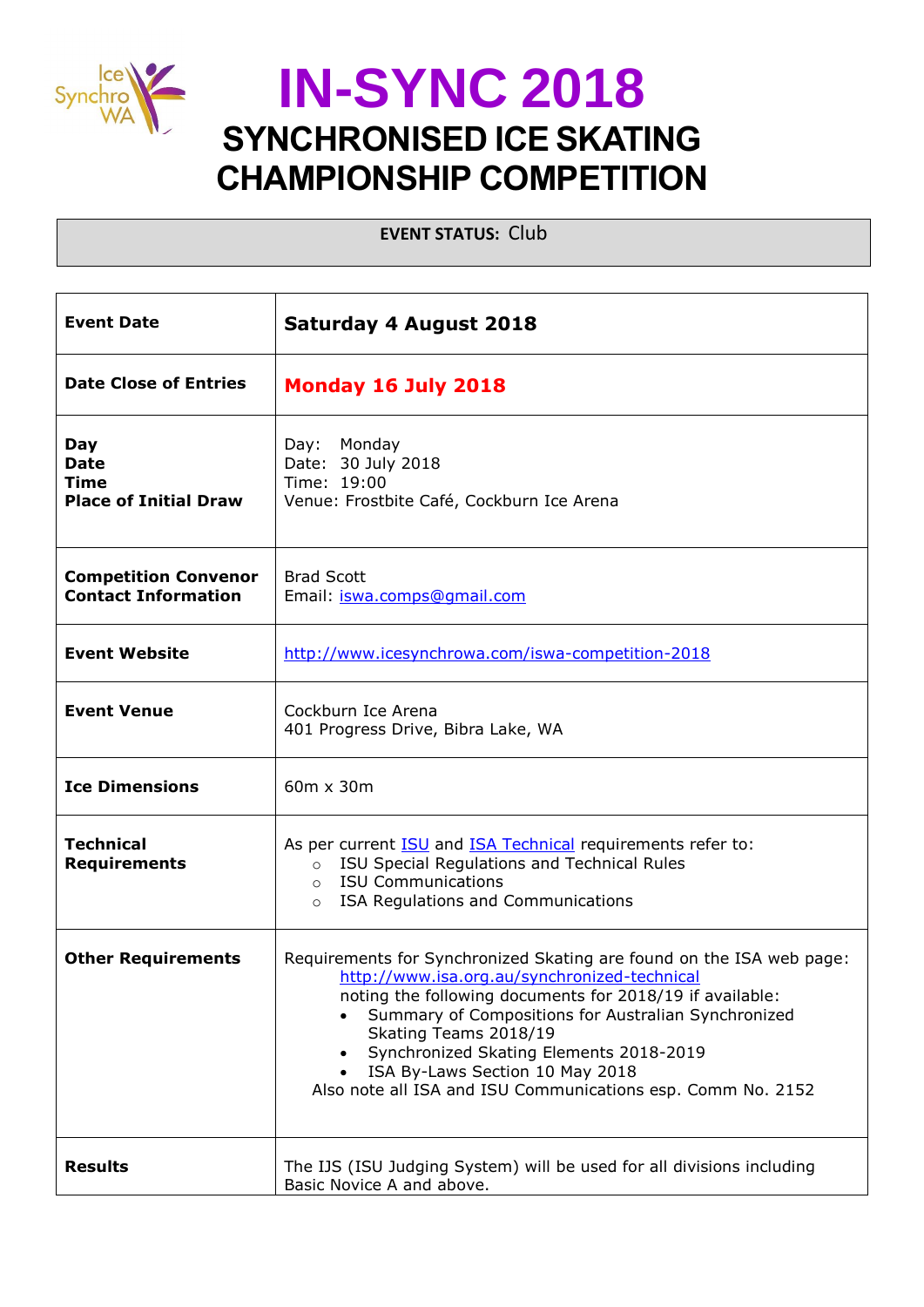# IN-SYNC 2018

## SYNCHRONISED ICE SKATING CHAMPIONSHIP COMPETITION

**EVENT STATUS:** Club

| | |
|---|---|
| **Event Date** | **Saturday 4 August 2018** |
| **Date Close of Entries** | **Monday 16 July 2018** |
| **Day**<br>**Date**<br>**Time**<br>**Place of Initial Draw** | Day: Monday<br>Date: 30 July 2018<br>Time: 19:00<br>Venue: Frostbite Café, Cockburn Ice Arena |
| **Competition Convenor Contact Information** | Brad Scott<br>Email: iswa.comps@gmail.com |
| **Event Website** | http://www.icesynchrowa.com/iswa-competition-2018 |
| **Event Venue** | Cockburn Ice Arena<br>401 Progress Drive, Bibra Lake, WA |
| **Ice Dimensions** | 60m x 30m |
| **Technical Requirements** | As per current ISU and ISA Technical requirements refer to:<br>○ ISU Special Regulations and Technical Rules<br>○ ISU Communications<br>○ ISA Regulations and Communications |
| **Other Requirements** | Requirements for Synchronized Skating are found on the ISA web page: http://www.isa.org.au/synchronized-technical noting the following documents for 2018/19 if available:<br>• Summary of Compositions for Australian Synchronized Skating Teams 2018/19<br>• Synchronized Skating Elements 2018-2019<br>• ISA By-Laws Section 10 May 2018<br>Also note all ISA and ISU Communications esp. Comm No. 2152 |
| **Results** | The IJS (ISU Judging System) will be used for all divisions including Basic Novice A and above. |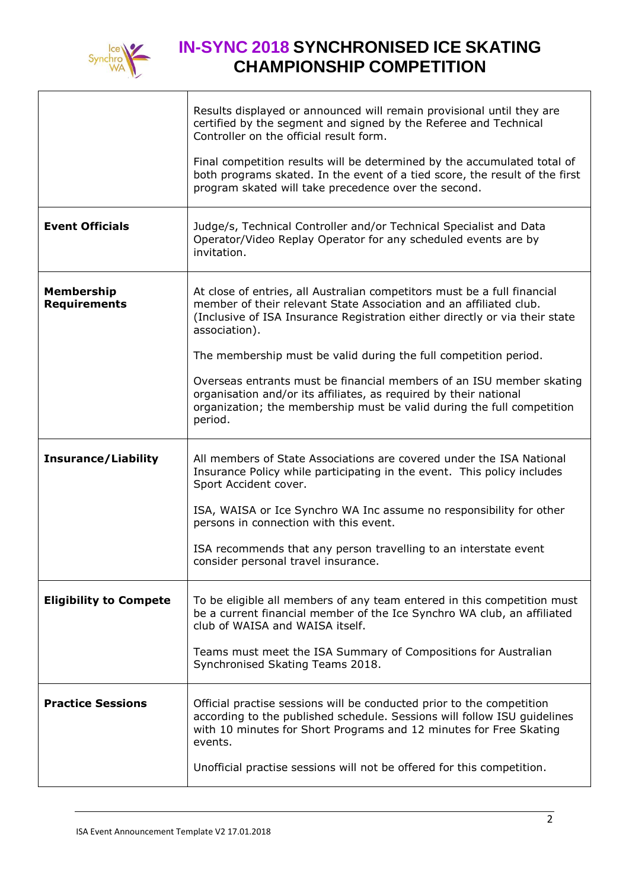| | |
|---|---|
| | Results displayed or announced will remain provisional until they are certified by the segment and signed by the Referee and Technical Controller on the official result form.<br><br>Final competition results will be determined by the accumulated total of both programs skated. In the event of a tied score, the result of the first program skated will take precedence over the second. |
| **Event Officials** | Judge/s, Technical Controller and/or Technical Specialist and Data Operator/Video Replay Operator for any scheduled events are by invitation. |
| **Membership Requirements** | At close of entries, all Australian competitors must be a full financial member of their relevant State Association and an affiliated club. (Inclusive of ISA Insurance Registration either directly or via their state association).<br><br>The membership must be valid during the full competition period.<br><br>Overseas entrants must be financial members of an ISU member skating organisation and/or its affiliates, as required by their national organization; the membership must be valid during the full competition period. |
| **Insurance/Liability** | All members of State Associations are covered under the ISA National Insurance Policy while participating in the event. This policy includes Sport Accident cover.<br><br>ISA, WAISA or Ice Synchro WA Inc assume no responsibility for other persons in connection with this event.<br><br>ISA recommends that any person travelling to an interstate event consider personal travel insurance. |
| **Eligibility to Compete** | To be eligible all members of any team entered in this competition must be a current financial member of the Ice Synchro WA club, an affiliated club of WAISA and WAISA itself.<br><br>Teams must meet the ISA Summary of Compositions for Australian Synchronised Skating Teams 2018. |
| **Practice Sessions** | Official practise sessions will be conducted prior to the competition according to the published schedule. Sessions will follow ISU guidelines with 10 minutes for Short Programs and 12 minutes for Free Skating events.<br><br>Unofficial practise sessions will not be offered for this competition. |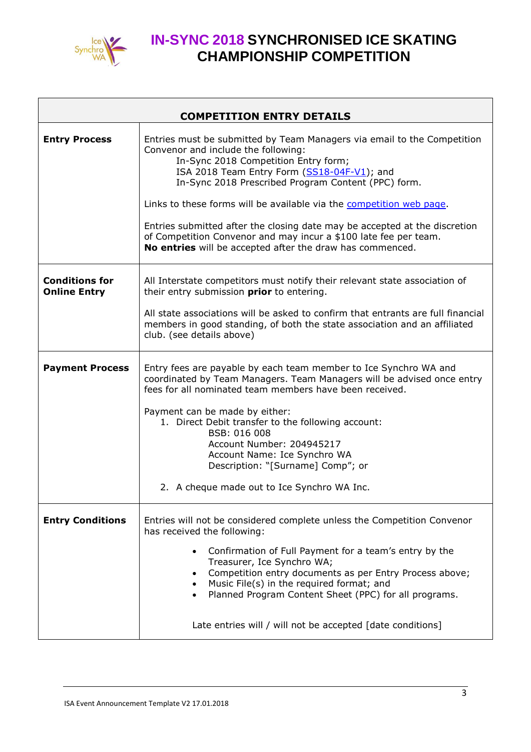# IN-SYNC 2018 SYNCHRONISED ICE SKATING CHAMPIONSHIP COMPETITION

| COMPETITION ENTRY DETAILS | |
|---|---|
| **Entry Process** | Entries must be submitted by Team Managers via email to the Competition Convenor and include the following:<br>In-Sync 2018 Competition Entry form;<br>ISA 2018 Team Entry Form (SS18-04F-V1); and<br>In-Sync 2018 Prescribed Program Content (PPC) form.<br><br>Links to these forms will be available via the competition web page.<br><br>Entries submitted after the closing date may be accepted at the discretion of Competition Convenor and may incur a $100 late fee per team.<br>**No entries** will be accepted after the draw has commenced. |
| **Conditions for Online Entry** | All Interstate competitors must notify their relevant state association of their entry submission **prior** to entering.<br><br>All state associations will be asked to confirm that entrants are full financial members in good standing, of both the state association and an affiliated club. (see details above) |
| **Payment Process** | Entry fees are payable by each team member to Ice Synchro WA and coordinated by Team Managers. Team Managers will be advised once entry fees for all nominated team members have been received.<br><br>Payment can be made by either:<br>1. Direct Debit transfer to the following account:<br>BSB: 016 008<br>Account Number: 204945217<br>Account Name: Ice Synchro WA<br>Description: "[Surname] Comp"; or<br><br>2. A cheque made out to Ice Synchro WA Inc. |
| **Entry Conditions** | Entries will not be considered complete unless the Competition Convenor has received the following:<br><br>• Confirmation of Full Payment for a team's entry by the Treasurer, Ice Synchro WA;<br>• Competition entry documents as per Entry Process above;<br>• Music File(s) in the required format; and<br>• Planned Program Content Sheet (PPC) for all programs.<br><br>Late entries will / will not be accepted [date conditions] |

ISA Event Announcement Template V2 17.01.2018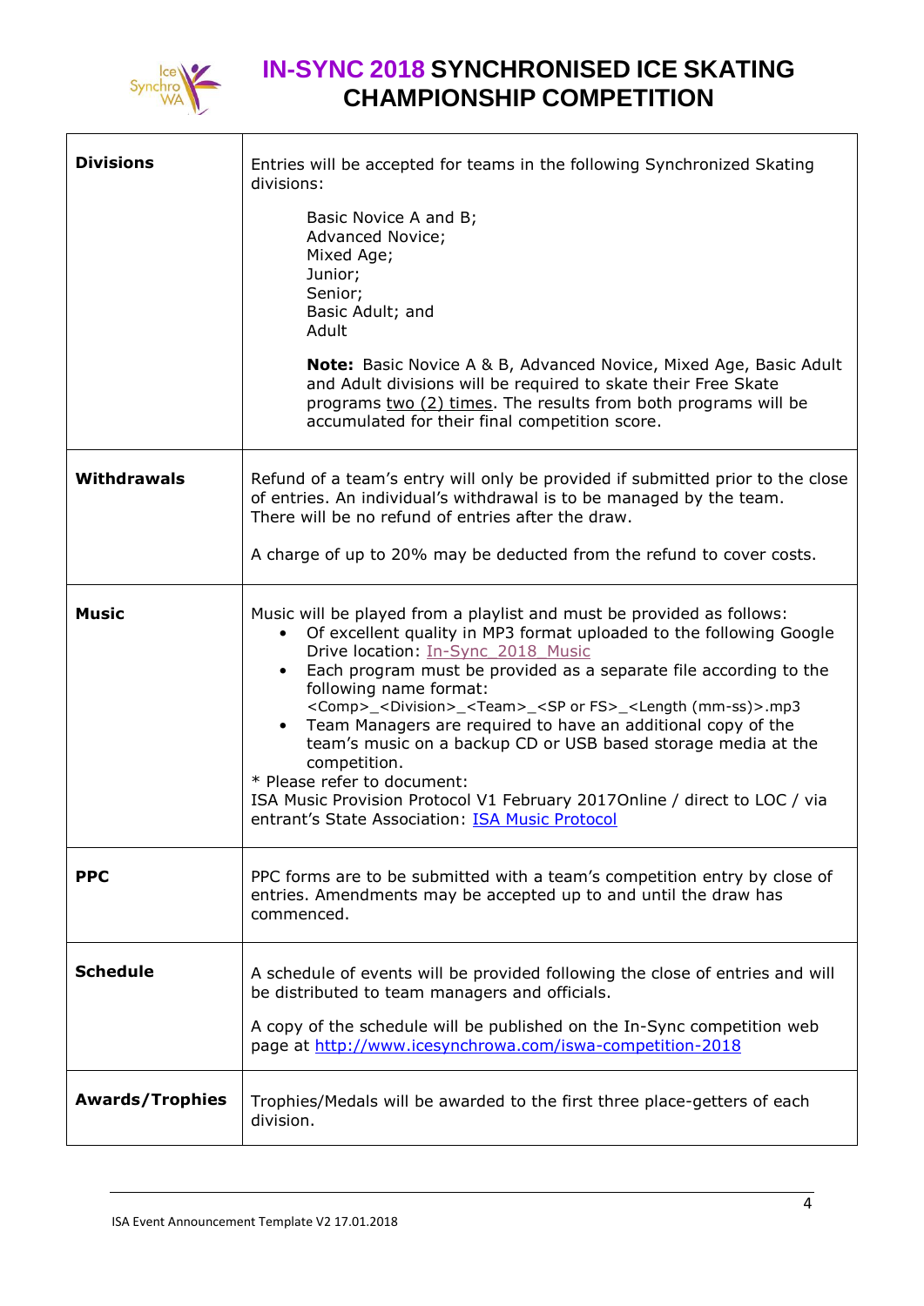# IN-SYNC 2018 SYNCHRONISED ICE SKATING CHAMPIONSHIP COMPETITION

| | |
|---|---|
| **Divisions** | Entries will be accepted for teams in the following Synchronized Skating divisions:<br><br>Basic Novice A and B;<br>Advanced Novice;<br>Mixed Age;<br>Junior;<br>Senior;<br>Basic Adult; and<br>Adult<br><br>**Note:** Basic Novice A & B, Advanced Novice, Mixed Age, Basic Adult and Adult divisions will be required to skate their Free Skate programs two (2) times. The results from both programs will be accumulated for their final competition score. |
| **Withdrawals** | Refund of a team's entry will only be provided if submitted prior to the close of entries. An individual's withdrawal is to be managed by the team. There will be no refund of entries after the draw.<br><br>A charge of up to 20% may be deducted from the refund to cover costs. |
| **Music** | Music will be played from a playlist and must be provided as follows:<br>• Of excellent quality in MP3 format uploaded to the following Google Drive location: In-Sync_2018_Music<br>• Each program must be provided as a separate file according to the following name format: <Comp>_<Division>_<Team>_<SP or FS>_<Length (mm-ss)>.mp3<br>• Team Managers are required to have an additional copy of the team's music on a backup CD or USB based storage media at the competition.<br>* Please refer to document:<br>ISA Music Provision Protocol V1 February 2017Online / direct to LOC / via entrant's State Association: ISA Music Protocol |
| **PPC** | PPC forms are to be submitted with a team's competition entry by close of entries. Amendments may be accepted up to and until the draw has commenced. |
| **Schedule** | A schedule of events will be provided following the close of entries and will be distributed to team managers and officials.<br><br>A copy of the schedule will be published on the In-Sync competition web page at http://www.icesynchrowa.com/iswa-competition-2018 |
| **Awards/Trophies** | Trophies/Medals will be awarded to the first three place-getters of each division. |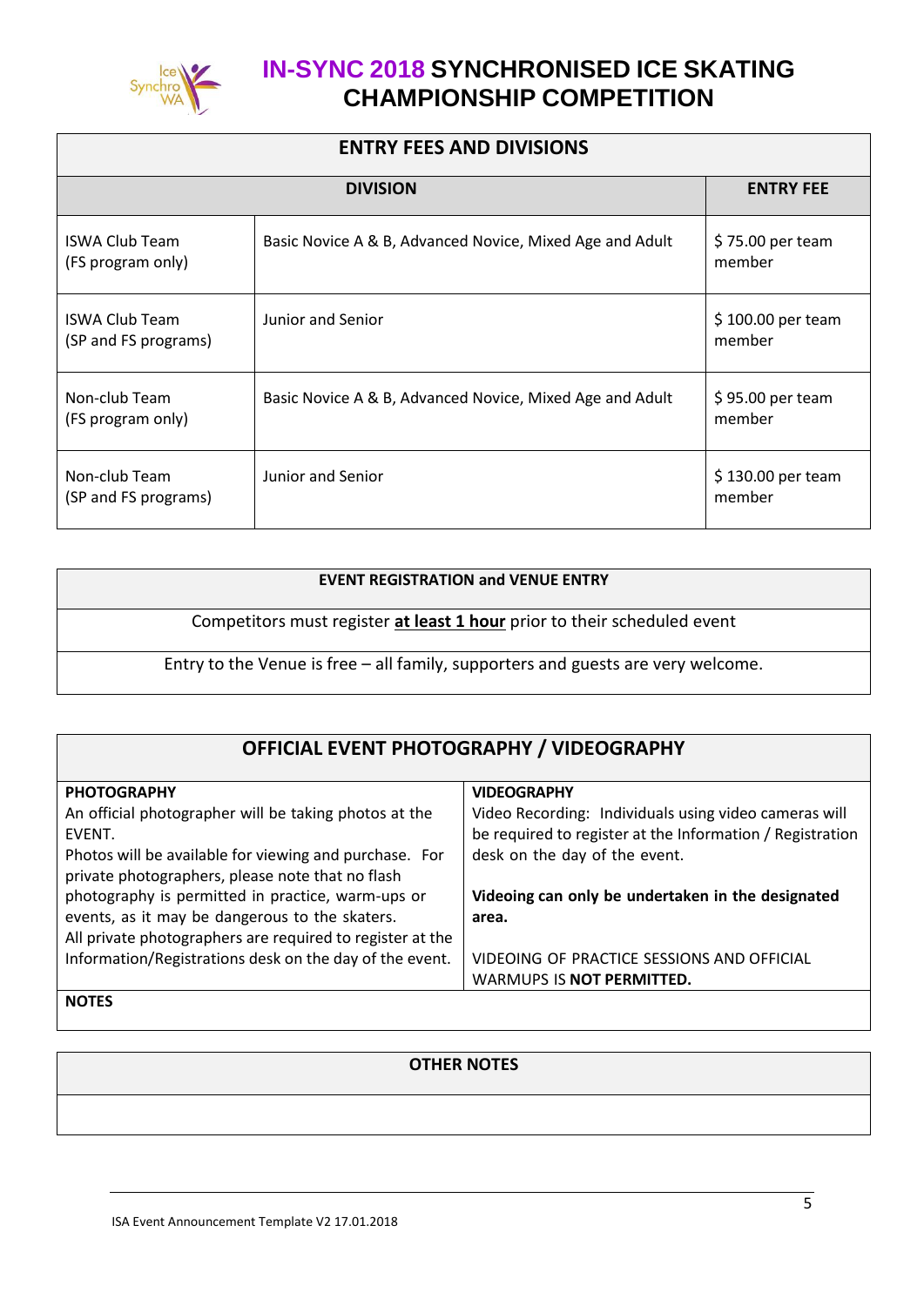# IN-SYNC 2018 SYNCHRONISED ICE SKATING CHAMPIONSHIP COMPETITION

## ENTRY FEES AND DIVISIONS

| DIVISION | | ENTRY FEE |
|---|---|---|
| ISWA Club Team (FS program only) | Basic Novice A & B, Advanced Novice, Mixed Age and Adult | $ 75.00 per team member |
| ISWA Club Team (SP and FS programs) | Junior and Senior | $ 100.00 per team member |
| Non-club Team (FS program only) | Basic Novice A & B, Advanced Novice, Mixed Age and Adult | $ 95.00 per team member |
| Non-club Team (SP and FS programs) | Junior and Senior | $ 130.00 per team member |

## EVENT REGISTRATION and VENUE ENTRY

Competitors must register **at least 1 hour** prior to their scheduled event

Entry to the Venue is free – all family, supporters and guests are very welcome.

## OFFICIAL EVENT PHOTOGRAPHY / VIDEOGRAPHY

**PHOTOGRAPHY**

An official photographer will be taking photos at the EVENT.

Photos will be available for viewing and purchase. For private photographers, please note that no flash photography is permitted in practice, warm-ups or events, as it may be dangerous to the skaters.

All private photographers are required to register at the Information/Registrations desk on the day of the event.

**VIDEOGRAPHY**

Video Recording: Individuals using video cameras will be required to register at the Information / Registration desk on the day of the event.

**Videoing can only be undertaken in the designated area.**

VIDEOING OF PRACTICE SESSIONS AND OFFICIAL WARMUPS IS **NOT PERMITTED.**

**NOTES**

## OTHER NOTES

ISA Event Announcement Template V2 17.01.2018